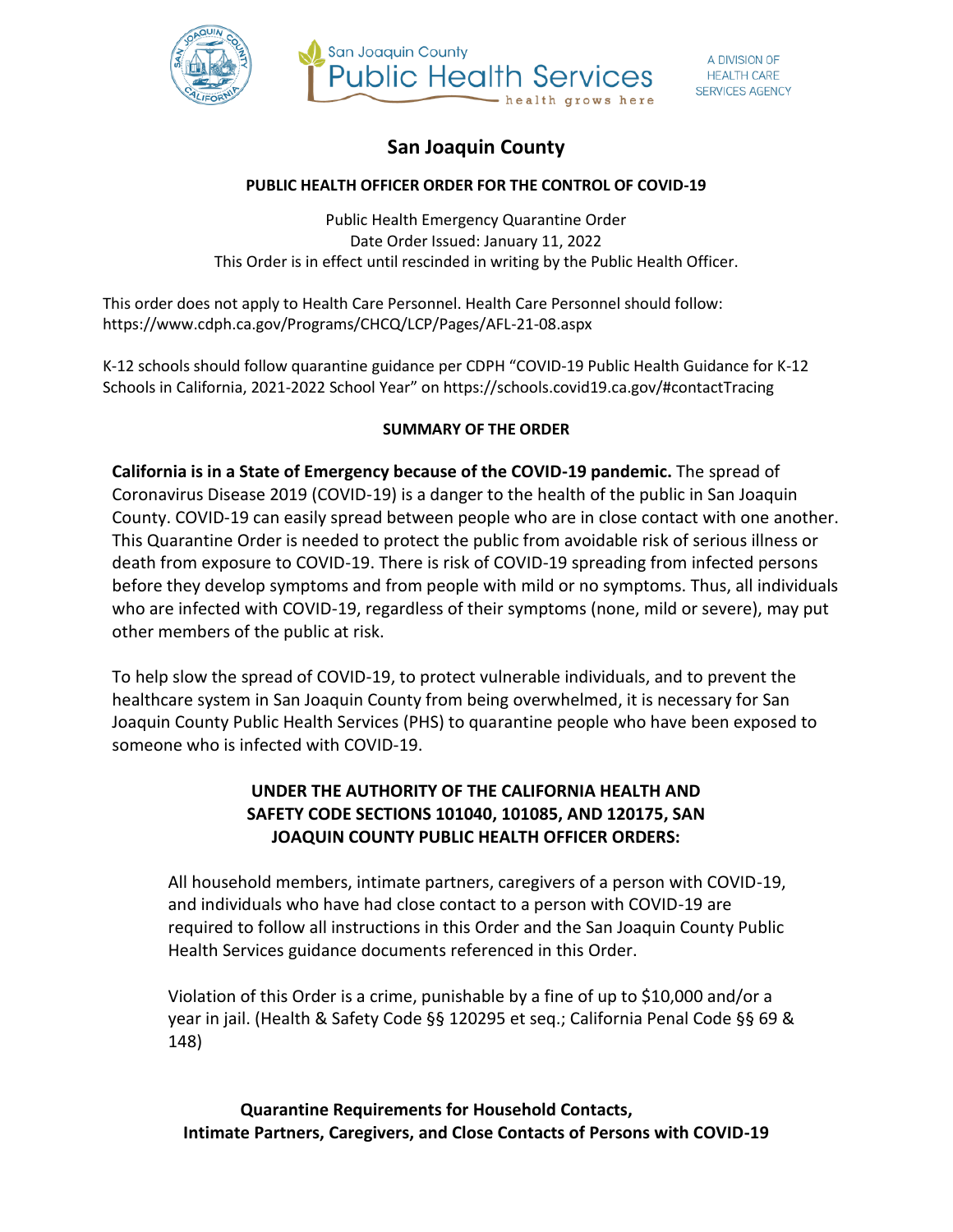San Joaquin County
Public Health Services
health grows here

A DIVISION OF HEALTH CARE SERVICES AGENCY

# San Joaquin County

## PUBLIC HEALTH OFFICER ORDER FOR THE CONTROL OF COVID-19

Public Health Emergency Quarantine Order
Date Order Issued: January 11, 2022
This Order is in effect until rescinded in writing by the Public Health Officer.

This order does not apply to Health Care Personnel. Health Care Personnel should follow: https://www.cdph.ca.gov/Programs/CHCQ/LCP/Pages/AFL-21-08.aspx

K-12 schools should follow quarantine guidance per CDPH "COVID-19 Public Health Guidance for K-12 Schools in California, 2021-2022 School Year" on https://schools.covid19.ca.gov/#contactTracing

### SUMMARY OF THE ORDER

**California is in a State of Emergency because of the COVID-19 pandemic.** The spread of Coronavirus Disease 2019 (COVID-19) is a danger to the health of the public in San Joaquin County. COVID-19 can easily spread between people who are in close contact with one another. This Quarantine Order is needed to protect the public from avoidable risk of serious illness or death from exposure to COVID-19. There is risk of COVID-19 spreading from infected persons before they develop symptoms and from people with mild or no symptoms. Thus, all individuals who are infected with COVID-19, regardless of their symptoms (none, mild or severe), may put other members of the public at risk.

To help slow the spread of COVID-19, to protect vulnerable individuals, and to prevent the healthcare system in San Joaquin County from being overwhelmed, it is necessary for San Joaquin County Public Health Services (PHS) to quarantine people who have been exposed to someone who is infected with COVID-19.

### UNDER THE AUTHORITY OF THE CALIFORNIA HEALTH AND SAFETY CODE SECTIONS 101040, 101085, AND 120175, SAN JOAQUIN COUNTY PUBLIC HEALTH OFFICER ORDERS:

All household members, intimate partners, caregivers of a person with COVID-19, and individuals who have had close contact to a person with COVID-19 are required to follow all instructions in this Order and the San Joaquin County Public Health Services guidance documents referenced in this Order.

Violation of this Order is a crime, punishable by a fine of up to $10,000 and/or a year in jail. (Health & Safety Code §§ 120295 et seq.; California Penal Code §§ 69 & 148)

### Quarantine Requirements for Household Contacts, Intimate Partners, Caregivers, and Close Contacts of Persons with COVID-19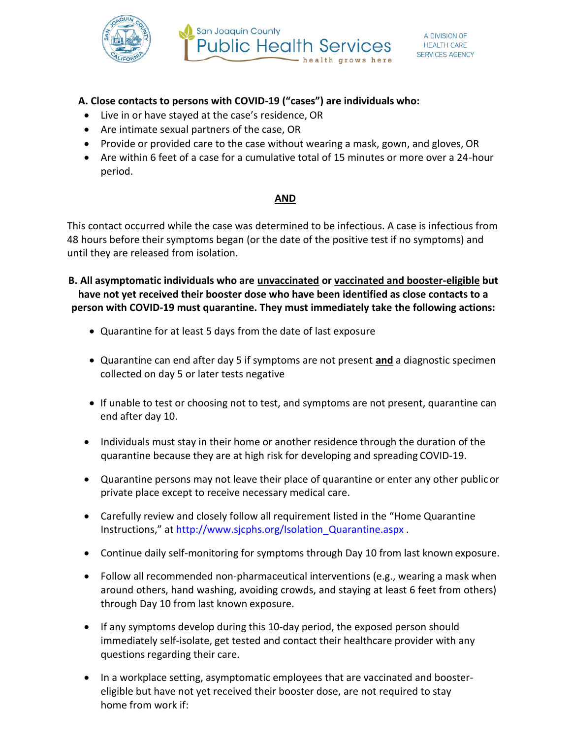**A. Close contacts to persons with COVID-19 ("cases") are individuals who:**

- Live in or have stayed at the case's residence, OR
- Are intimate sexual partners of the case, OR
- Provide or provided care to the case without wearing a mask, gown, and gloves, OR
- Are within 6 feet of a case for a cumulative total of 15 minutes or more over a 24-hour period.

**AND**

This contact occurred while the case was determined to be infectious. A case is infectious from 48 hours before their symptoms began (or the date of the positive test if no symptoms) and until they are released from isolation.

**B. All asymptomatic individuals who are unvaccinated or vaccinated and booster-eligible but have not yet received their booster dose who have been identified as close contacts to a person with COVID-19 must quarantine. They must immediately take the following actions:**

- Quarantine for at least 5 days from the date of last exposure
- Quarantine can end after day 5 if symptoms are not present **and** a diagnostic specimen collected on day 5 or later tests negative
- If unable to test or choosing not to test, and symptoms are not present, quarantine can end after day 10.
- Individuals must stay in their home or another residence through the duration of the quarantine because they are at high risk for developing and spreading COVID-19.
- Quarantine persons may not leave their place of quarantine or enter any other public or private place except to receive necessary medical care.
- Carefully review and closely follow all requirement listed in the "Home Quarantine Instructions," at http://www.sjcphs.org/Isolation_Quarantine.aspx .
- Continue daily self-monitoring for symptoms through Day 10 from last known exposure.
- Follow all recommended non-pharmaceutical interventions (e.g., wearing a mask when around others, hand washing, avoiding crowds, and staying at least 6 feet from others) through Day 10 from last known exposure.
- If any symptoms develop during this 10-day period, the exposed person should immediately self-isolate, get tested and contact their healthcare provider with any questions regarding their care.
- In a workplace setting, asymptomatic employees that are vaccinated and booster-eligible but have not yet received their booster dose, are not required to stay home from work if: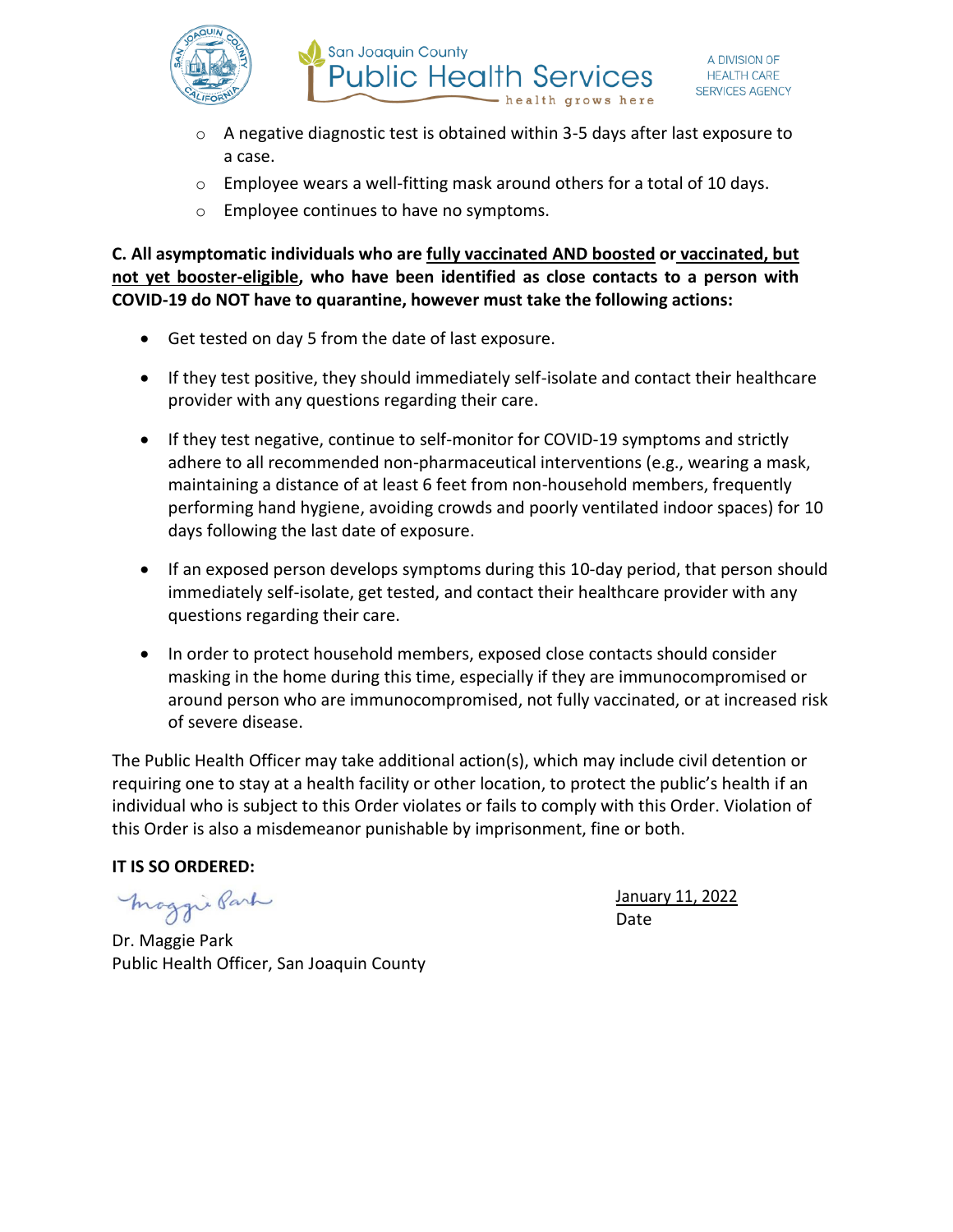- A negative diagnostic test is obtained within 3-5 days after last exposure to a case.
- Employee wears a well-fitting mask around others for a total of 10 days.
- Employee continues to have no symptoms.

**C. All asymptomatic individuals who are <u>fully vaccinated AND boosted</u> or <u>vaccinated, but not yet booster-eligible</u>, who have been identified as close contacts to a person with COVID-19 do NOT have to quarantine, however must take the following actions:**

- Get tested on day 5 from the date of last exposure.
- If they test positive, they should immediately self-isolate and contact their healthcare provider with any questions regarding their care.
- If they test negative, continue to self-monitor for COVID-19 symptoms and strictly adhere to all recommended non-pharmaceutical interventions (e.g., wearing a mask, maintaining a distance of at least 6 feet from non-household members, frequently performing hand hygiene, avoiding crowds and poorly ventilated indoor spaces) for 10 days following the last date of exposure.
- If an exposed person develops symptoms during this 10-day period, that person should immediately self-isolate, get tested, and contact their healthcare provider with any questions regarding their care.
- In order to protect household members, exposed close contacts should consider masking in the home during this time, especially if they are immunocompromised or around person who are immunocompromised, not fully vaccinated, or at increased risk of severe disease.

The Public Health Officer may take additional action(s), which may include civil detention or requiring one to stay at a health facility or other location, to protect the public's health if an individual who is subject to this Order violates or fails to comply with this Order. Violation of this Order is also a misdemeanor punishable by imprisonment, fine or both.

**IT IS SO ORDERED:**

Dr. Maggie Park
Public Health Officer, San Joaquin County

<u>January 11, 2022</u>
Date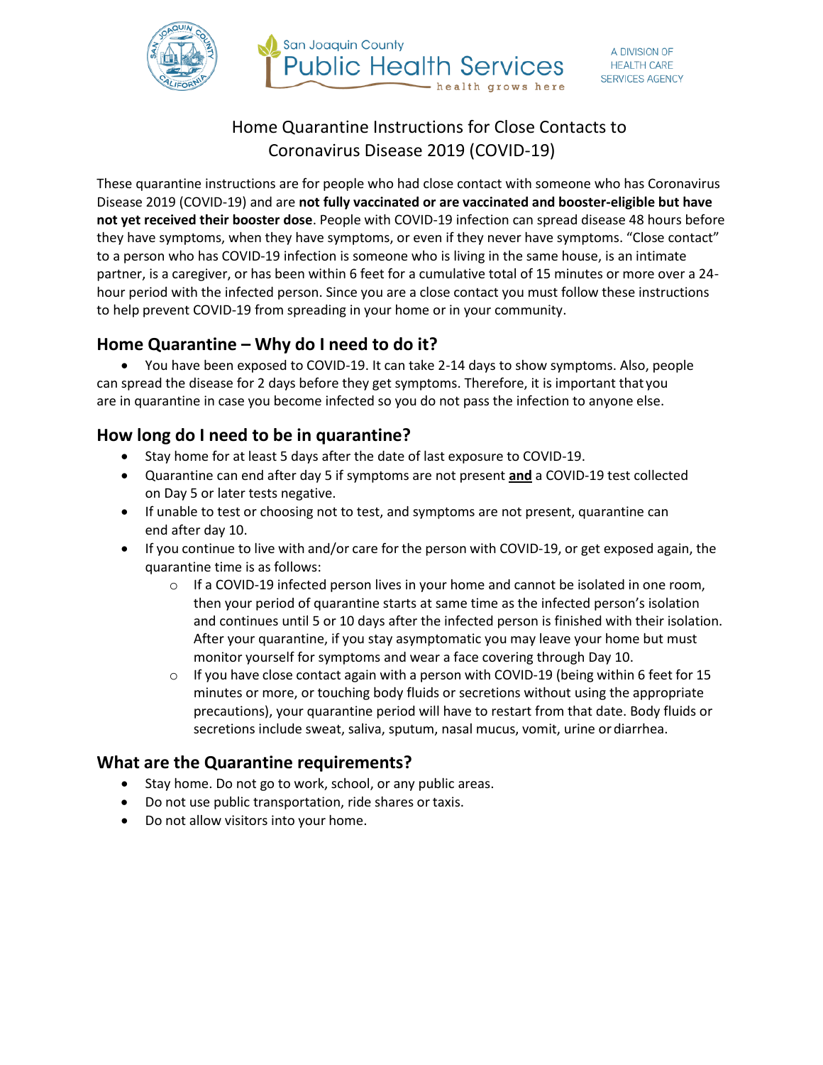San Joaquin County Public Health Services — health grows here

A DIVISION OF HEALTH CARE SERVICES AGENCY

# Home Quarantine Instructions for Close Contacts to Coronavirus Disease 2019 (COVID-19)

These quarantine instructions are for people who had close contact with someone who has Coronavirus Disease 2019 (COVID-19) and are **not fully vaccinated or are vaccinated and booster-eligible but have not yet received their booster dose**. People with COVID-19 infection can spread disease 48 hours before they have symptoms, when they have symptoms, or even if they never have symptoms. "Close contact" to a person who has COVID-19 infection is someone who is living in the same house, is an intimate partner, is a caregiver, or has been within 6 feet for a cumulative total of 15 minutes or more over a 24-hour period with the infected person. Since you are a close contact you must follow these instructions to help prevent COVID-19 from spreading in your home or in your community.

## Home Quarantine – Why do I need to do it?

- You have been exposed to COVID-19. It can take 2-14 days to show symptoms. Also, people can spread the disease for 2 days before they get symptoms. Therefore, it is important that you are in quarantine in case you become infected so you do not pass the infection to anyone else.

## How long do I need to be in quarantine?

- Stay home for at least 5 days after the date of last exposure to COVID-19.
- Quarantine can end after day 5 if symptoms are not present **and** a COVID-19 test collected on Day 5 or later tests negative.
- If unable to test or choosing not to test, and symptoms are not present, quarantine can end after day 10.
- If you continue to live with and/or care for the person with COVID-19, or get exposed again, the quarantine time is as follows:
  - If a COVID-19 infected person lives in your home and cannot be isolated in one room, then your period of quarantine starts at same time as the infected person's isolation and continues until 5 or 10 days after the infected person is finished with their isolation. After your quarantine, if you stay asymptomatic you may leave your home but must monitor yourself for symptoms and wear a face covering through Day 10.
  - If you have close contact again with a person with COVID-19 (being within 6 feet for 15 minutes or more, or touching body fluids or secretions without using the appropriate precautions), your quarantine period will have to restart from that date. Body fluids or secretions include sweat, saliva, sputum, nasal mucus, vomit, urine or diarrhea.

## What are the Quarantine requirements?

- Stay home. Do not go to work, school, or any public areas.
- Do not use public transportation, ride shares or taxis.
- Do not allow visitors into your home.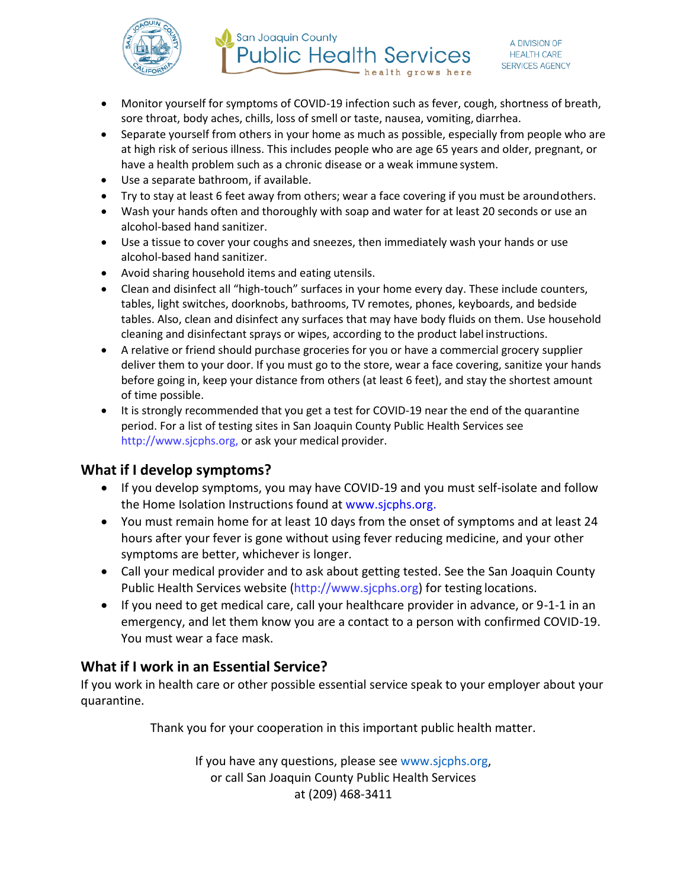- Monitor yourself for symptoms of COVID-19 infection such as fever, cough, shortness of breath, sore throat, body aches, chills, loss of smell or taste, nausea, vomiting, diarrhea.
- Separate yourself from others in your home as much as possible, especially from people who are at high risk of serious illness. This includes people who are age 65 years and older, pregnant, or have a health problem such as a chronic disease or a weak immune system.
- Use a separate bathroom, if available.
- Try to stay at least 6 feet away from others; wear a face covering if you must be around others.
- Wash your hands often and thoroughly with soap and water for at least 20 seconds or use an alcohol-based hand sanitizer.
- Use a tissue to cover your coughs and sneezes, then immediately wash your hands or use alcohol-based hand sanitizer.
- Avoid sharing household items and eating utensils.
- Clean and disinfect all "high-touch" surfaces in your home every day. These include counters, tables, light switches, doorknobs, bathrooms, TV remotes, phones, keyboards, and bedside tables. Also, clean and disinfect any surfaces that may have body fluids on them. Use household cleaning and disinfectant sprays or wipes, according to the product label instructions.
- A relative or friend should purchase groceries for you or have a commercial grocery supplier deliver them to your door. If you must go to the store, wear a face covering, sanitize your hands before going in, keep your distance from others (at least 6 feet), and stay the shortest amount of time possible.
- It is strongly recommended that you get a test for COVID-19 near the end of the quarantine period. For a list of testing sites in San Joaquin County Public Health Services see http://www.sjcphs.org, or ask your medical provider.

## What if I develop symptoms?

- If you develop symptoms, you may have COVID-19 and you must self-isolate and follow the Home Isolation Instructions found at www.sjcphs.org.
- You must remain home for at least 10 days from the onset of symptoms and at least 24 hours after your fever is gone without using fever reducing medicine, and your other symptoms are better, whichever is longer.
- Call your medical provider and to ask about getting tested. See the San Joaquin County Public Health Services website (http://www.sjcphs.org) for testing locations.
- If you need to get medical care, call your healthcare provider in advance, or 9-1-1 in an emergency, and let them know you are a contact to a person with confirmed COVID-19. You must wear a face mask.

## What if I work in an Essential Service?

If you work in health care or other possible essential service speak to your employer about your quarantine.

Thank you for your cooperation in this important public health matter.

If you have any questions, please see www.sjcphs.org,
or call San Joaquin County Public Health Services
at (209) 468-3411